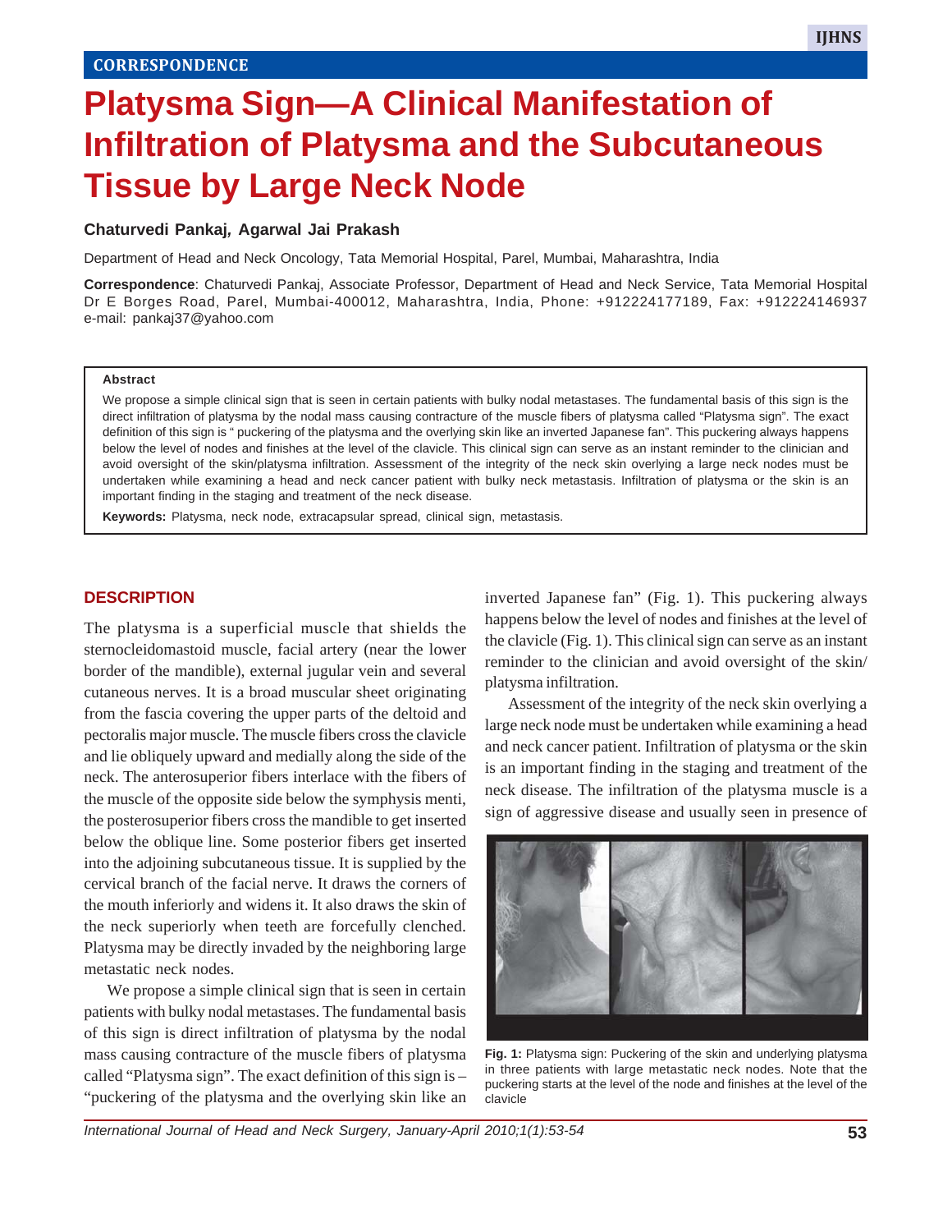CORRESPONDENCE

# Platysma Sign—A Clinical Manifestation of Infiltration of Platysma and the Subcutaneous Tissue by Large Neck Node

**Chaturvedi Pankaj, Agarwal Jai Prakash**

Department of Head and Neck Oncology, Tata Memorial Hospital, Parel, Mumbai, Maharashtra, India

**Correspondence**: Chaturvedi Pankaj, Associate Professor, Department of Head and Neck Service, Tata Memorial Hospital Dr E Borges Road, Parel, Mumbai-400012, Maharashtra, India, Phone: +912224177189, Fax: +912224146937 e-mail: pankaj37@yahoo.com

**Abstract**

We propose a simple clinical sign that is seen in certain patients with bulky nodal metastases. The fundamental basis of this sign is the direct infiltration of platysma by the nodal mass causing contracture of the muscle fibers of platysma called "Platysma sign". The exact definition of this sign is " puckering of the platysma and the overlying skin like an inverted Japanese fan". This puckering always happens below the level of nodes and finishes at the level of the clavicle. This clinical sign can serve as an instant reminder to the clinician and avoid oversight of the skin/platysma infiltration. Assessment of the integrity of the neck skin overlying a large neck nodes must be undertaken while examining a head and neck cancer patient with bulky neck metastasis. Infiltration of platysma or the skin is an important finding in the staging and treatment of the neck disease.

**Keywords:** Platysma, neck node, extracapsular spread, clinical sign, metastasis.

## DESCRIPTION

The platysma is a superficial muscle that shields the sternocleidomastoid muscle, facial artery (near the lower border of the mandible), external jugular vein and several cutaneous nerves. It is a broad muscular sheet originating from the fascia covering the upper parts of the deltoid and pectoralis major muscle. The muscle fibers cross the clavicle and lie obliquely upward and medially along the side of the neck. The anterosuperior fibers interlace with the fibers of the muscle of the opposite side below the symphysis menti, the posterosuperior fibers cross the mandible to get inserted below the oblique line. Some posterior fibers get inserted into the adjoining subcutaneous tissue. It is supplied by the cervical branch of the facial nerve. It draws the corners of the mouth inferiorly and widens it. It also draws the skin of the neck superiorly when teeth are forcefully clenched. Platysma may be directly invaded by the neighboring large metastatic neck nodes.

We propose a simple clinical sign that is seen in certain patients with bulky nodal metastases. The fundamental basis of this sign is direct infiltration of platysma by the nodal mass causing contracture of the muscle fibers of platysma called "Platysma sign". The exact definition of this sign is – "puckering of the platysma and the overlying skin like an inverted Japanese fan" (Fig. 1). This puckering always happens below the level of nodes and finishes at the level of the clavicle (Fig. 1). This clinical sign can serve as an instant reminder to the clinician and avoid oversight of the skin/platysma infiltration.

Assessment of the integrity of the neck skin overlying a large neck node must be undertaken while examining a head and neck cancer patient. Infiltration of platysma or the skin is an important finding in the staging and treatment of the neck disease. The infiltration of the platysma muscle is a sign of aggressive disease and usually seen in presence of

**Fig. 1:** Platysma sign: Puckering of the skin and underlying platysma in three patients with large metastatic neck nodes. Note that the puckering starts at the level of the node and finishes at the level of the clavicle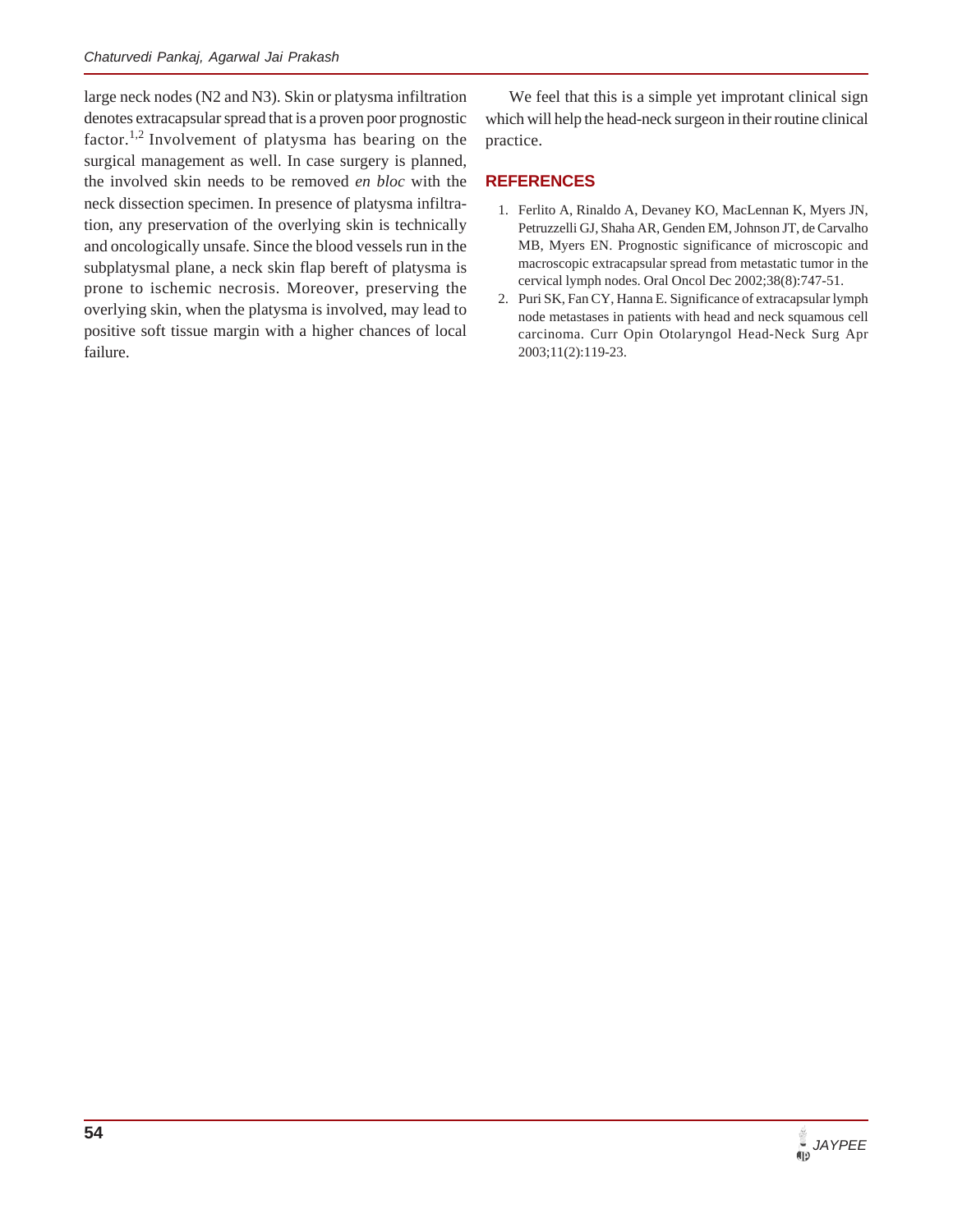large neck nodes (N2 and N3). Skin or platysma infiltration denotes extracapsular spread that is a proven poor prognostic factor.[1,2] Involvement of platysma has bearing on the surgical management as well. In case surgery is planned, the involved skin needs to be removed *en bloc* with the neck dissection specimen. In presence of platysma infiltration, any preservation of the overlying skin is technically and oncologically unsafe. Since the blood vessels run in the subplatysmal plane, a neck skin flap bereft of platysma is prone to ischemic necrosis. Moreover, preserving the overlying skin, when the platysma is involved, may lead to positive soft tissue margin with a higher chances of local failure.

We feel that this is a simple yet improtant clinical sign which will help the head-neck surgeon in their routine clinical practice.

## REFERENCES

1. Ferlito A, Rinaldo A, Devaney KO, MacLennan K, Myers JN, Petruzzelli GJ, Shaha AR, Genden EM, Johnson JT, de Carvalho MB, Myers EN. Prognostic significance of microscopic and macroscopic extracapsular spread from metastatic tumor in the cervical lymph nodes. Oral Oncol Dec 2002;38(8):747-51.
2. Puri SK, Fan CY, Hanna E. Significance of extracapsular lymph node metastases in patients with head and neck squamous cell carcinoma. Curr Opin Otolaryngol Head-Neck Surg Apr 2003;11(2):119-23.